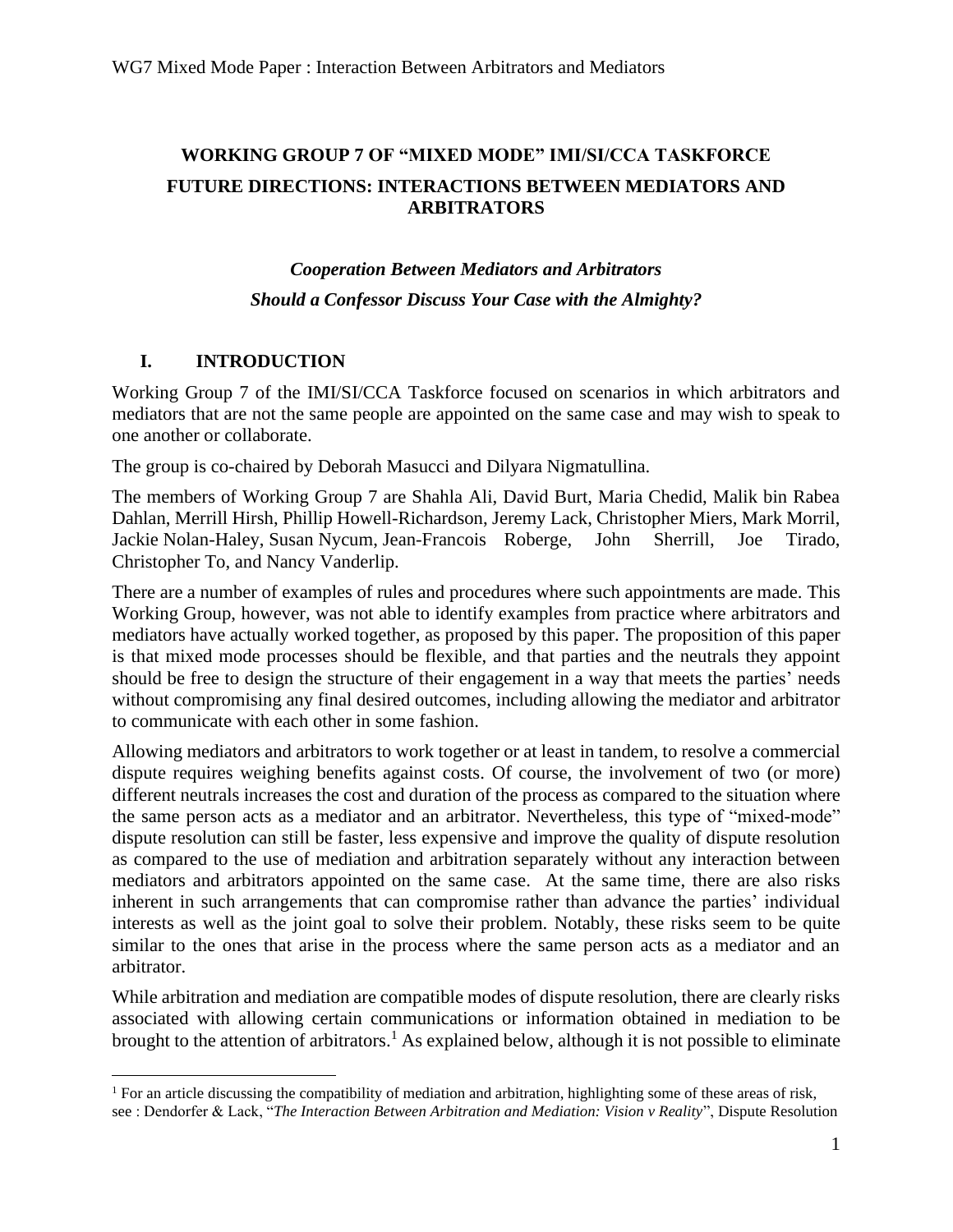**WORKING GROUP 7 OF "MIXED MODE" IMI/SI/CCA TASKFORCE**

# FUTURE DIRECTIONS: INTERACTIONS BETWEEN MEDIATORS AND ARBITRATORS

***Cooperation Between Mediators and Arbitrators***

***Should a Confessor Discuss Your Case with the Almighty?***

## I. INTRODUCTION

Working Group 7 of the IMI/SI/CCA Taskforce focused on scenarios in which arbitrators and mediators that are not the same people are appointed on the same case and may wish to speak to one another or collaborate.

The group is co-chaired by Deborah Masucci and Dilyara Nigmatullina.

The members of Working Group 7 are Shahla Ali, David Burt, Maria Chedid, Malik bin Rabea Dahlan, Merrill Hirsh, Phillip Howell-Richardson, Jeremy Lack, Christopher Miers, Mark Morril, Jackie Nolan-Haley, Susan Nycum, Jean-Francois Roberge, John Sherrill, Joe Tirado, Christopher To, and Nancy Vanderlip.

There are a number of examples of rules and procedures where such appointments are made. This Working Group, however, was not able to identify examples from practice where arbitrators and mediators have actually worked together, as proposed by this paper. The proposition of this paper is that mixed mode processes should be flexible, and that parties and the neutrals they appoint should be free to design the structure of their engagement in a way that meets the parties' needs without compromising any final desired outcomes, including allowing the mediator and arbitrator to communicate with each other in some fashion.

Allowing mediators and arbitrators to work together or at least in tandem, to resolve a commercial dispute requires weighing benefits against costs. Of course, the involvement of two (or more) different neutrals increases the cost and duration of the process as compared to the situation where the same person acts as a mediator and an arbitrator. Nevertheless, this type of "mixed-mode" dispute resolution can still be faster, less expensive and improve the quality of dispute resolution as compared to the use of mediation and arbitration separately without any interaction between mediators and arbitrators appointed on the same case. At the same time, there are also risks inherent in such arrangements that can compromise rather than advance the parties' individual interests as well as the joint goal to solve their problem. Notably, these risks seem to be quite similar to the ones that arise in the process where the same person acts as a mediator and an arbitrator.

While arbitration and mediation are compatible modes of dispute resolution, there are clearly risks associated with allowing certain communications or information obtained in mediation to be brought to the attention of arbitrators.[1] As explained below, although it is not possible to eliminate

---

[1] For an article discussing the compatibility of mediation and arbitration, highlighting some of these areas of risk, see : Dendorfer & Lack, "*The Interaction Between Arbitration and Mediation: Vision v Reality*", Dispute Resolution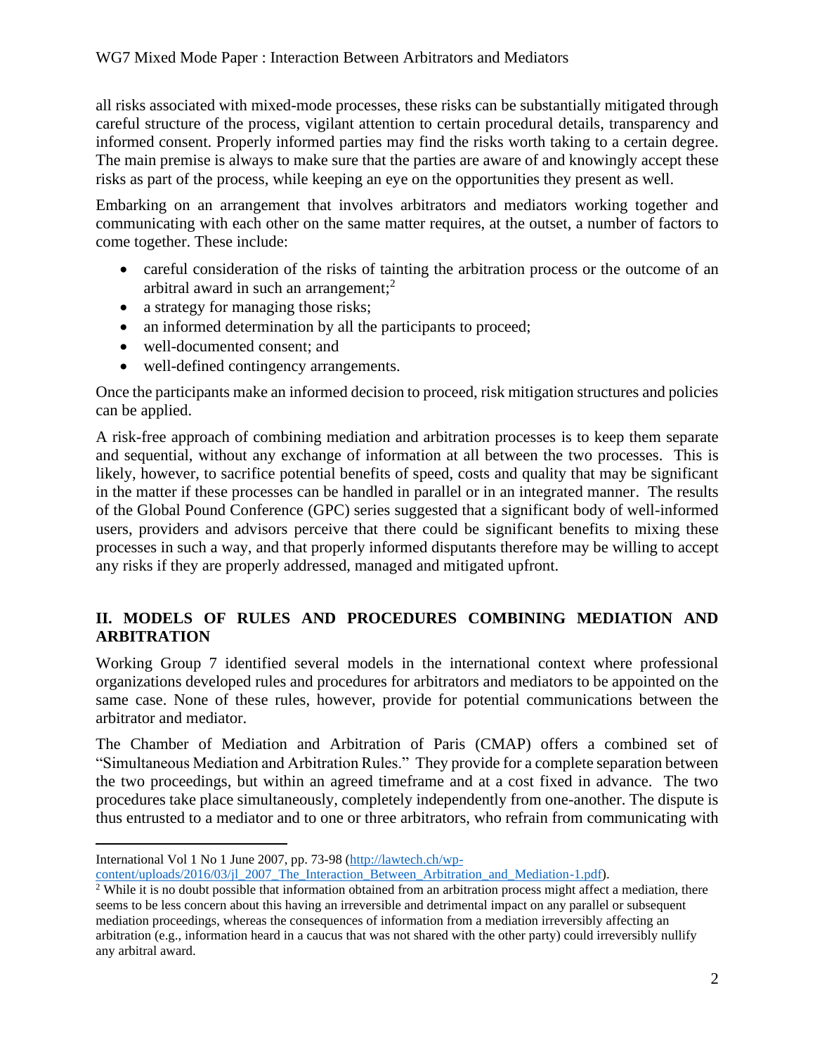all risks associated with mixed-mode processes, these risks can be substantially mitigated through careful structure of the process, vigilant attention to certain procedural details, transparency and informed consent. Properly informed parties may find the risks worth taking to a certain degree. The main premise is always to make sure that the parties are aware of and knowingly accept these risks as part of the process, while keeping an eye on the opportunities they present as well.

Embarking on an arrangement that involves arbitrators and mediators working together and communicating with each other on the same matter requires, at the outset, a number of factors to come together. These include:

- careful consideration of the risks of tainting the arbitration process or the outcome of an arbitral award in such an arrangement;[2]
- a strategy for managing those risks;
- an informed determination by all the participants to proceed;
- well-documented consent; and
- well-defined contingency arrangements.

Once the participants make an informed decision to proceed, risk mitigation structures and policies can be applied.

A risk-free approach of combining mediation and arbitration processes is to keep them separate and sequential, without any exchange of information at all between the two processes. This is likely, however, to sacrifice potential benefits of speed, costs and quality that may be significant in the matter if these processes can be handled in parallel or in an integrated manner. The results of the Global Pound Conference (GPC) series suggested that a significant body of well-informed users, providers and advisors perceive that there could be significant benefits to mixing these processes in such a way, and that properly informed disputants therefore may be willing to accept any risks if they are properly addressed, managed and mitigated upfront.

## II. MODELS OF RULES AND PROCEDURES COMBINING MEDIATION AND ARBITRATION

Working Group 7 identified several models in the international context where professional organizations developed rules and procedures for arbitrators and mediators to be appointed on the same case. None of these rules, however, provide for potential communications between the arbitrator and mediator.

The Chamber of Mediation and Arbitration of Paris (CMAP) offers a combined set of "Simultaneous Mediation and Arbitration Rules." They provide for a complete separation between the two proceedings, but within an agreed timeframe and at a cost fixed in advance. The two procedures take place simultaneously, completely independently from one-another. The dispute is thus entrusted to a mediator and to one or three arbitrators, who refrain from communicating with

---

International Vol 1 No 1 June 2007, pp. 73-98 (http://lawtech.ch/wp-content/uploads/2016/03/jl_2007_The_Interaction_Between_Arbitration_and_Mediation-1.pdf).

[2] While it is no doubt possible that information obtained from an arbitration process might affect a mediation, there seems to be less concern about this having an irreversible and detrimental impact on any parallel or subsequent mediation proceedings, whereas the consequences of information from a mediation irreversibly affecting an arbitration (e.g., information heard in a caucus that was not shared with the other party) could irreversibly nullify any arbitral award.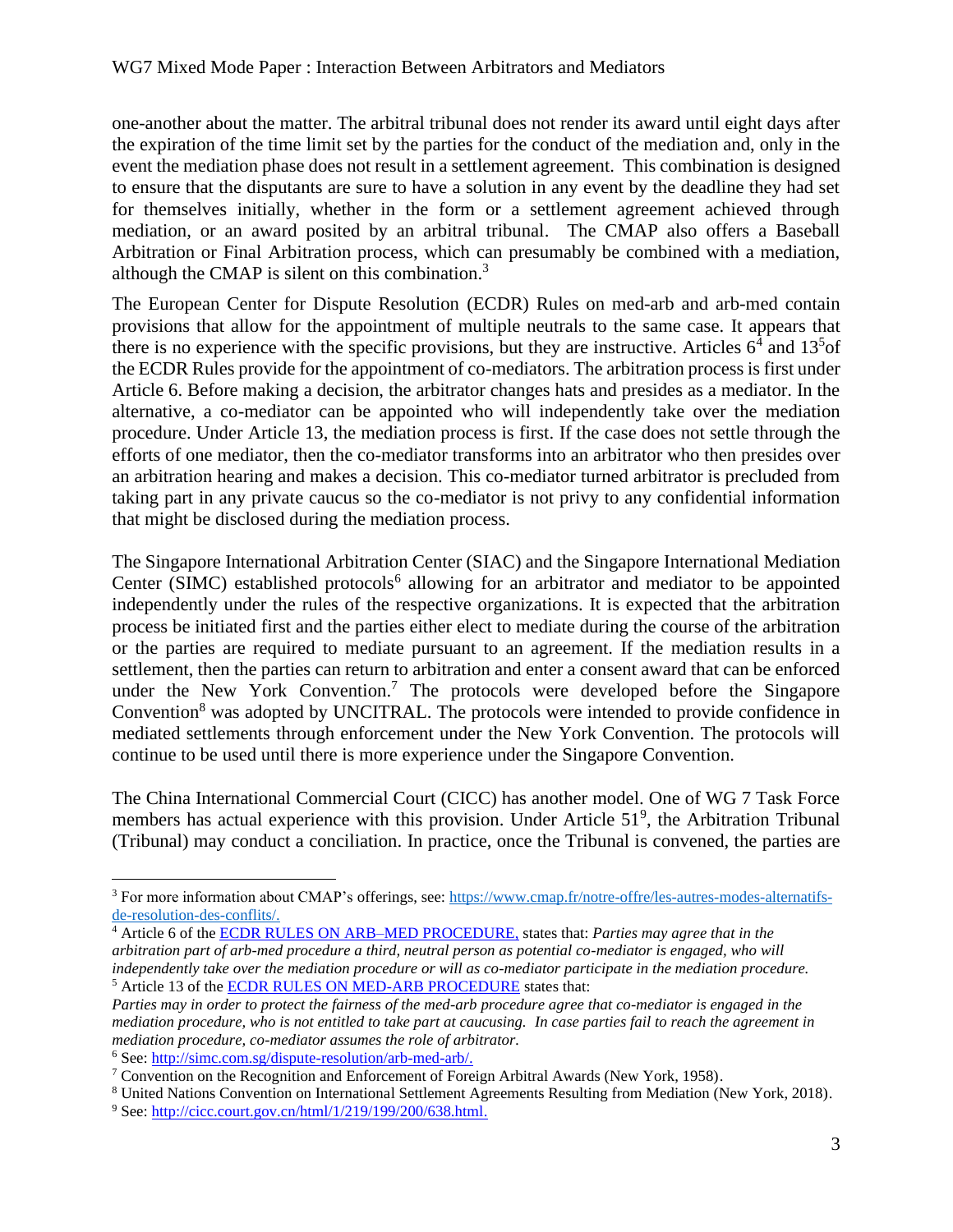one-another about the matter. The arbitral tribunal does not render its award until eight days after the expiration of the time limit set by the parties for the conduct of the mediation and, only in the event the mediation phase does not result in a settlement agreement. This combination is designed to ensure that the disputants are sure to have a solution in any event by the deadline they had set for themselves initially, whether in the form or a settlement agreement achieved through mediation, or an award posited by an arbitral tribunal. The CMAP also offers a Baseball Arbitration or Final Arbitration process, which can presumably be combined with a mediation, although the CMAP is silent on this combination.[3]

The European Center for Dispute Resolution (ECDR) Rules on med-arb and arb-med contain provisions that allow for the appointment of multiple neutrals to the same case. It appears that there is no experience with the specific provisions, but they are instructive. Articles 6[4] and 13[5]of the ECDR Rules provide for the appointment of co-mediators. The arbitration process is first under Article 6. Before making a decision, the arbitrator changes hats and presides as a mediator. In the alternative, a co-mediator can be appointed who will independently take over the mediation procedure. Under Article 13, the mediation process is first. If the case does not settle through the efforts of one mediator, then the co-mediator transforms into an arbitrator who then presides over an arbitration hearing and makes a decision. This co-mediator turned arbitrator is precluded from taking part in any private caucus so the co-mediator is not privy to any confidential information that might be disclosed during the mediation process.

The Singapore International Arbitration Center (SIAC) and the Singapore International Mediation Center (SIMC) established protocols[6] allowing for an arbitrator and mediator to be appointed independently under the rules of the respective organizations. It is expected that the arbitration process be initiated first and the parties either elect to mediate during the course of the arbitration or the parties are required to mediate pursuant to an agreement. If the mediation results in a settlement, then the parties can return to arbitration and enter a consent award that can be enforced under the New York Convention.[7] The protocols were developed before the Singapore Convention[8] was adopted by UNCITRAL. The protocols were intended to provide confidence in mediated settlements through enforcement under the New York Convention. The protocols will continue to be used until there is more experience under the Singapore Convention.

The China International Commercial Court (CICC) has another model. One of WG 7 Task Force members has actual experience with this provision. Under Article 51[9], the Arbitration Tribunal (Tribunal) may conduct a conciliation. In practice, once the Tribunal is convened, the parties are

---

[3] For more information about CMAP's offerings, see: https://www.cmap.fr/notre-offre/les-autres-modes-alternatifs-de-resolution-des-conflits/.

[4] Article 6 of the ECDR RULES ON ARB–MED PROCEDURE, states that: *Parties may agree that in the arbitration part of arb-med procedure a third, neutral person as potential co-mediator is engaged, who will independently take over the mediation procedure or will as co-mediator participate in the mediation procedure.*

[5] Article 13 of the ECDR RULES ON MED-ARB PROCEDURE states that:
*Parties may in order to protect the fairness of the med-arb procedure agree that co-mediator is engaged in the mediation procedure, who is not entitled to take part at caucusing. In case parties fail to reach the agreement in mediation procedure, co-mediator assumes the role of arbitrator.*

[6] See: http://simc.com.sg/dispute-resolution/arb-med-arb/.

[7] Convention on the Recognition and Enforcement of Foreign Arbitral Awards (New York, 1958).

[8] United Nations Convention on International Settlement Agreements Resulting from Mediation (New York, 2018).

[9] See: http://cicc.court.gov.cn/html/1/219/199/200/638.html.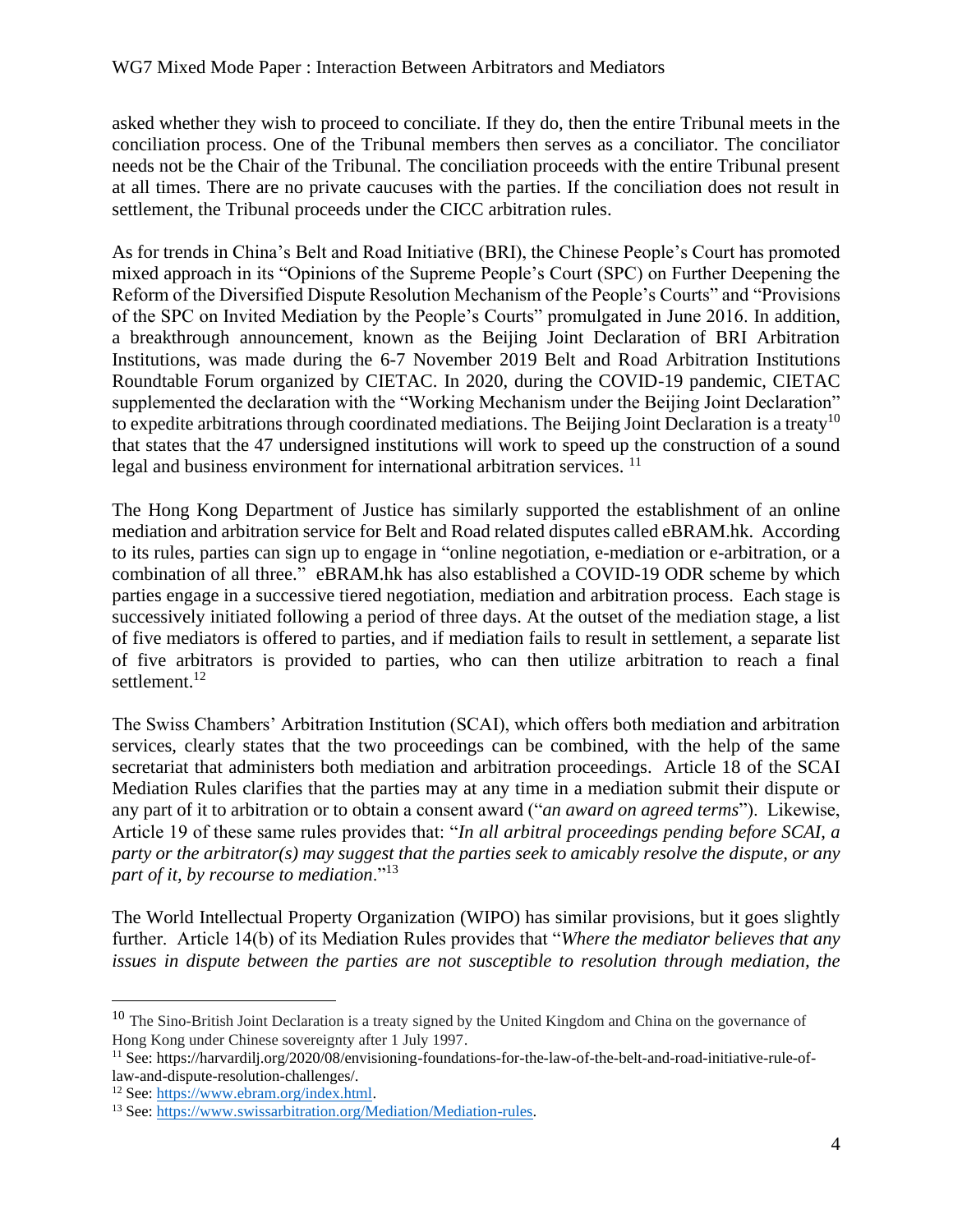asked whether they wish to proceed to conciliate. If they do, then the entire Tribunal meets in the conciliation process. One of the Tribunal members then serves as a conciliator. The conciliator needs not be the Chair of the Tribunal. The conciliation proceeds with the entire Tribunal present at all times. There are no private caucuses with the parties. If the conciliation does not result in settlement, the Tribunal proceeds under the CICC arbitration rules.

As for trends in China's Belt and Road Initiative (BRI), the Chinese People's Court has promoted mixed approach in its "Opinions of the Supreme People's Court (SPC) on Further Deepening the Reform of the Diversified Dispute Resolution Mechanism of the People's Courts" and "Provisions of the SPC on Invited Mediation by the People's Courts" promulgated in June 2016. In addition, a breakthrough announcement, known as the Beijing Joint Declaration of BRI Arbitration Institutions, was made during the 6-7 November 2019 Belt and Road Arbitration Institutions Roundtable Forum organized by CIETAC. In 2020, during the COVID-19 pandemic, CIETAC supplemented the declaration with the "Working Mechanism under the Beijing Joint Declaration" to expedite arbitrations through coordinated mediations. The Beijing Joint Declaration is a treaty[10] that states that the 47 undersigned institutions will work to speed up the construction of a sound legal and business environment for international arbitration services. [11]

The Hong Kong Department of Justice has similarly supported the establishment of an online mediation and arbitration service for Belt and Road related disputes called eBRAM.hk. According to its rules, parties can sign up to engage in "online negotiation, e-mediation or e-arbitration, or a combination of all three." eBRAM.hk has also established a COVID-19 ODR scheme by which parties engage in a successive tiered negotiation, mediation and arbitration process. Each stage is successively initiated following a period of three days. At the outset of the mediation stage, a list of five mediators is offered to parties, and if mediation fails to result in settlement, a separate list of five arbitrators is provided to parties, who can then utilize arbitration to reach a final settlement.[12]

The Swiss Chambers' Arbitration Institution (SCAI), which offers both mediation and arbitration services, clearly states that the two proceedings can be combined, with the help of the same secretariat that administers both mediation and arbitration proceedings. Article 18 of the SCAI Mediation Rules clarifies that the parties may at any time in a mediation submit their dispute or any part of it to arbitration or to obtain a consent award ("*an award on agreed terms*"). Likewise, Article 19 of these same rules provides that: "*In all arbitral proceedings pending before SCAI, a party or the arbitrator(s) may suggest that the parties seek to amicably resolve the dispute, or any part of it, by recourse to mediation*."[13]

The World Intellectual Property Organization (WIPO) has similar provisions, but it goes slightly further. Article 14(b) of its Mediation Rules provides that "*Where the mediator believes that any issues in dispute between the parties are not susceptible to resolution through mediation, the*

---

[10] The Sino-British Joint Declaration is a treaty signed by the United Kingdom and China on the governance of Hong Kong under Chinese sovereignty after 1 July 1997.

[11] See: https://harvardilj.org/2020/08/envisioning-foundations-for-the-law-of-the-belt-and-road-initiative-rule-of-law-and-dispute-resolution-challenges/.

[12] See: https://www.ebram.org/index.html.

[13] See: https://www.swissarbitration.org/Mediation/Mediation-rules.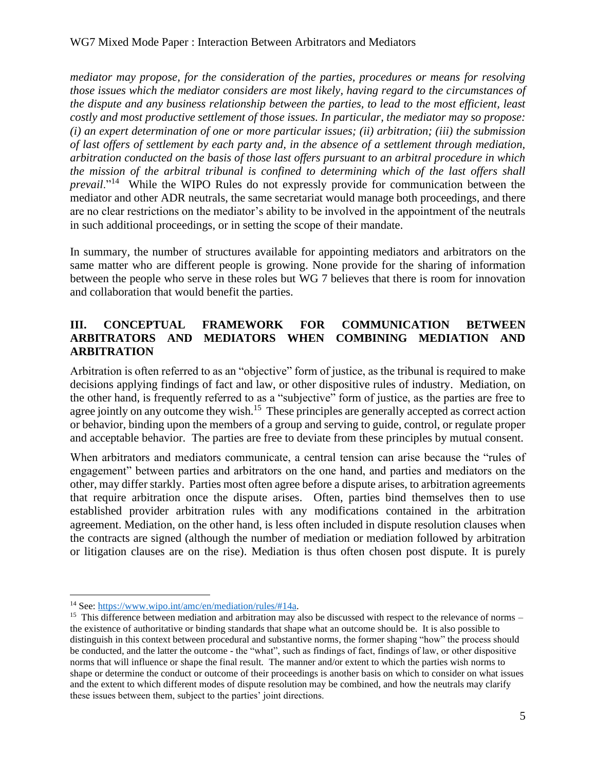*mediator may propose, for the consideration of the parties, procedures or means for resolving those issues which the mediator considers are most likely, having regard to the circumstances of the dispute and any business relationship between the parties, to lead to the most efficient, least costly and most productive settlement of those issues. In particular, the mediator may so propose: (i) an expert determination of one or more particular issues; (ii) arbitration; (iii) the submission of last offers of settlement by each party and, in the absence of a settlement through mediation, arbitration conducted on the basis of those last offers pursuant to an arbitral procedure in which the mission of the arbitral tribunal is confined to determining which of the last offers shall prevail*."[14] While the WIPO Rules do not expressly provide for communication between the mediator and other ADR neutrals, the same secretariat would manage both proceedings, and there are no clear restrictions on the mediator's ability to be involved in the appointment of the neutrals in such additional proceedings, or in setting the scope of their mandate.

In summary, the number of structures available for appointing mediators and arbitrators on the same matter who are different people is growing. None provide for the sharing of information between the people who serve in these roles but WG 7 believes that there is room for innovation and collaboration that would benefit the parties.

## III. CONCEPTUAL FRAMEWORK FOR COMMUNICATION BETWEEN ARBITRATORS AND MEDIATORS WHEN COMBINING MEDIATION AND ARBITRATION

Arbitration is often referred to as an "objective" form of justice, as the tribunal is required to make decisions applying findings of fact and law, or other dispositive rules of industry. Mediation, on the other hand, is frequently referred to as a "subjective" form of justice, as the parties are free to agree jointly on any outcome they wish.[15] These principles are generally accepted as correct action or behavior, binding upon the members of a group and serving to guide, control, or regulate proper and acceptable behavior. The parties are free to deviate from these principles by mutual consent.

When arbitrators and mediators communicate, a central tension can arise because the "rules of engagement" between parties and arbitrators on the one hand, and parties and mediators on the other, may differ starkly. Parties most often agree before a dispute arises, to arbitration agreements that require arbitration once the dispute arises. Often, parties bind themselves then to use established provider arbitration rules with any modifications contained in the arbitration agreement. Mediation, on the other hand, is less often included in dispute resolution clauses when the contracts are signed (although the number of mediation or mediation followed by arbitration or litigation clauses are on the rise). Mediation is thus often chosen post dispute. It is purely

---

[14] See: https://www.wipo.int/amc/en/mediation/rules/#14a.

[15] This difference between mediation and arbitration may also be discussed with respect to the relevance of norms – the existence of authoritative or binding standards that shape what an outcome should be. It is also possible to distinguish in this context between procedural and substantive norms, the former shaping "how" the process should be conducted, and the latter the outcome - the "what", such as findings of fact, findings of law, or other dispositive norms that will influence or shape the final result. The manner and/or extent to which the parties wish norms to shape or determine the conduct or outcome of their proceedings is another basis on which to consider on what issues and the extent to which different modes of dispute resolution may be combined, and how the neutrals may clarify these issues between them, subject to the parties' joint directions.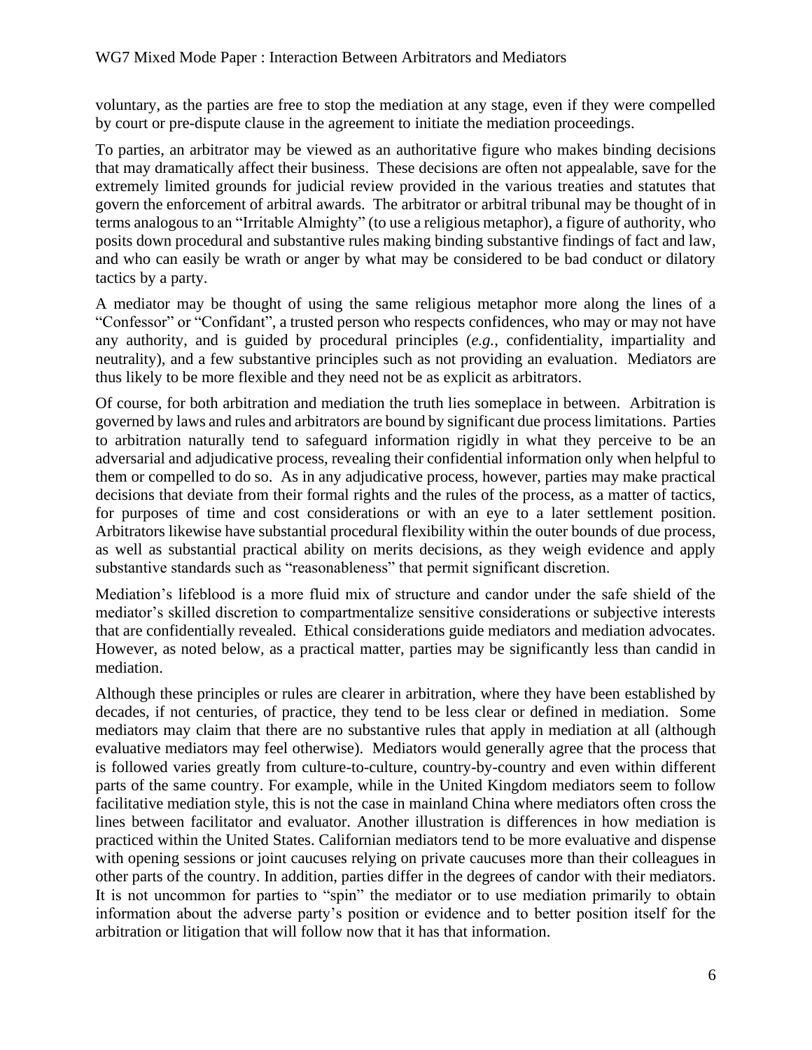voluntary, as the parties are free to stop the mediation at any stage, even if they were compelled by court or pre-dispute clause in the agreement to initiate the mediation proceedings.

To parties, an arbitrator may be viewed as an authoritative figure who makes binding decisions that may dramatically affect their business. These decisions are often not appealable, save for the extremely limited grounds for judicial review provided in the various treaties and statutes that govern the enforcement of arbitral awards. The arbitrator or arbitral tribunal may be thought of in terms analogous to an "Irritable Almighty" (to use a religious metaphor), a figure of authority, who posits down procedural and substantive rules making binding substantive findings of fact and law, and who can easily be wrath or anger by what may be considered to be bad conduct or dilatory tactics by a party.

A mediator may be thought of using the same religious metaphor more along the lines of a "Confessor" or "Confidant", a trusted person who respects confidences, who may or may not have any authority, and is guided by procedural principles (*e.g.*, confidentiality, impartiality and neutrality), and a few substantive principles such as not providing an evaluation. Mediators are thus likely to be more flexible and they need not be as explicit as arbitrators.

Of course, for both arbitration and mediation the truth lies someplace in between. Arbitration is governed by laws and rules and arbitrators are bound by significant due process limitations. Parties to arbitration naturally tend to safeguard information rigidly in what they perceive to be an adversarial and adjudicative process, revealing their confidential information only when helpful to them or compelled to do so. As in any adjudicative process, however, parties may make practical decisions that deviate from their formal rights and the rules of the process, as a matter of tactics, for purposes of time and cost considerations or with an eye to a later settlement position. Arbitrators likewise have substantial procedural flexibility within the outer bounds of due process, as well as substantial practical ability on merits decisions, as they weigh evidence and apply substantive standards such as "reasonableness" that permit significant discretion.

Mediation's lifeblood is a more fluid mix of structure and candor under the safe shield of the mediator's skilled discretion to compartmentalize sensitive considerations or subjective interests that are confidentially revealed. Ethical considerations guide mediators and mediation advocates. However, as noted below, as a practical matter, parties may be significantly less than candid in mediation.

Although these principles or rules are clearer in arbitration, where they have been established by decades, if not centuries, of practice, they tend to be less clear or defined in mediation. Some mediators may claim that there are no substantive rules that apply in mediation at all (although evaluative mediators may feel otherwise). Mediators would generally agree that the process that is followed varies greatly from culture-to-culture, country-by-country and even within different parts of the same country. For example, while in the United Kingdom mediators seem to follow facilitative mediation style, this is not the case in mainland China where mediators often cross the lines between facilitator and evaluator. Another illustration is differences in how mediation is practiced within the United States. Californian mediators tend to be more evaluative and dispense with opening sessions or joint caucuses relying on private caucuses more than their colleagues in other parts of the country. In addition, parties differ in the degrees of candor with their mediators. It is not uncommon for parties to "spin" the mediator or to use mediation primarily to obtain information about the adverse party's position or evidence and to better position itself for the arbitration or litigation that will follow now that it has that information.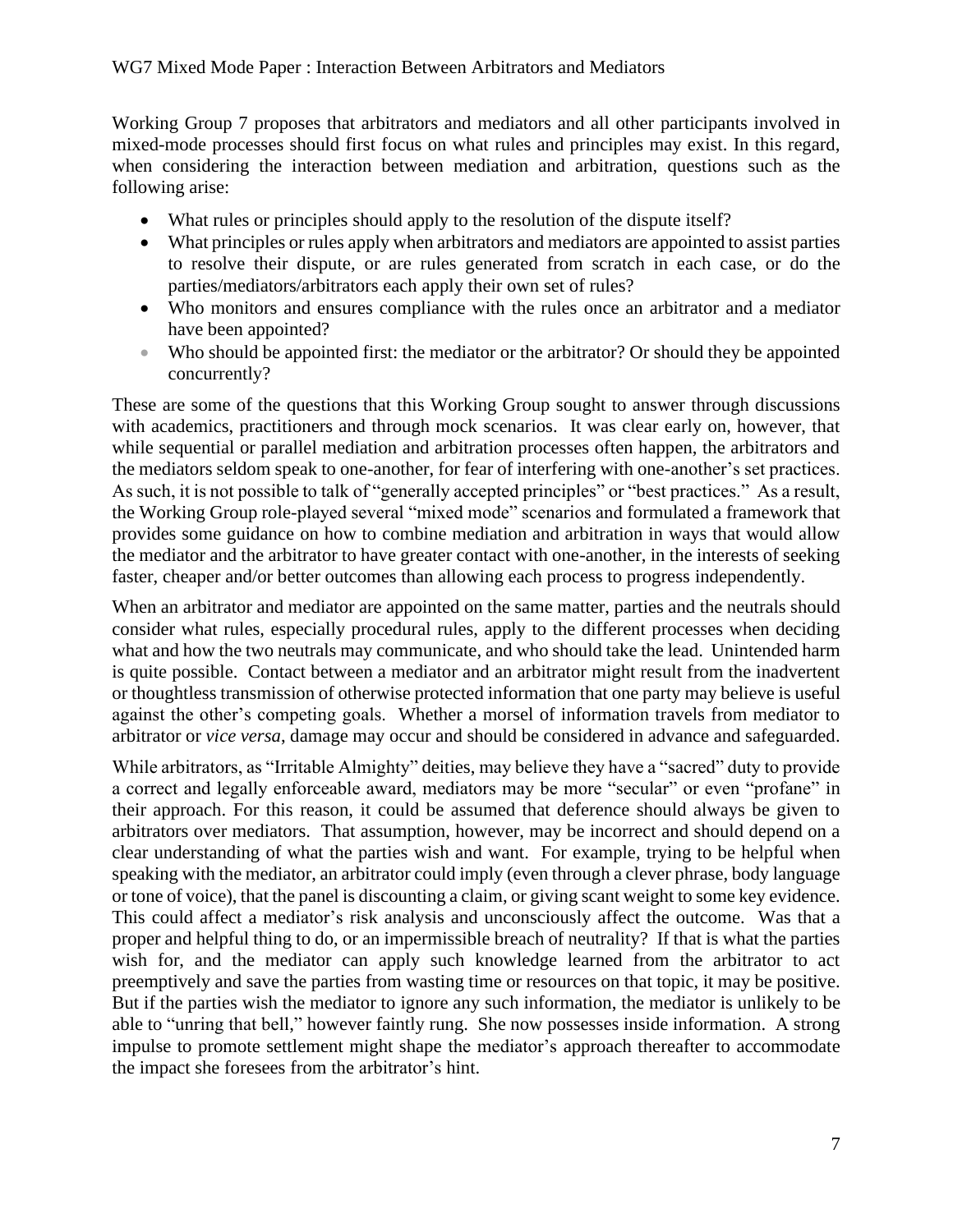Working Group 7 proposes that arbitrators and mediators and all other participants involved in mixed-mode processes should first focus on what rules and principles may exist. In this regard, when considering the interaction between mediation and arbitration, questions such as the following arise:

- What rules or principles should apply to the resolution of the dispute itself?
- What principles or rules apply when arbitrators and mediators are appointed to assist parties to resolve their dispute, or are rules generated from scratch in each case, or do the parties/mediators/arbitrators each apply their own set of rules?
- Who monitors and ensures compliance with the rules once an arbitrator and a mediator have been appointed?
- Who should be appointed first: the mediator or the arbitrator? Or should they be appointed concurrently?

These are some of the questions that this Working Group sought to answer through discussions with academics, practitioners and through mock scenarios. It was clear early on, however, that while sequential or parallel mediation and arbitration processes often happen, the arbitrators and the mediators seldom speak to one-another, for fear of interfering with one-another's set practices. As such, it is not possible to talk of "generally accepted principles" or "best practices." As a result, the Working Group role-played several "mixed mode" scenarios and formulated a framework that provides some guidance on how to combine mediation and arbitration in ways that would allow the mediator and the arbitrator to have greater contact with one-another, in the interests of seeking faster, cheaper and/or better outcomes than allowing each process to progress independently.

When an arbitrator and mediator are appointed on the same matter, parties and the neutrals should consider what rules, especially procedural rules, apply to the different processes when deciding what and how the two neutrals may communicate, and who should take the lead. Unintended harm is quite possible. Contact between a mediator and an arbitrator might result from the inadvertent or thoughtless transmission of otherwise protected information that one party may believe is useful against the other's competing goals. Whether a morsel of information travels from mediator to arbitrator or *vice versa*, damage may occur and should be considered in advance and safeguarded.

While arbitrators, as "Irritable Almighty" deities, may believe they have a "sacred" duty to provide a correct and legally enforceable award, mediators may be more "secular" or even "profane" in their approach. For this reason, it could be assumed that deference should always be given to arbitrators over mediators. That assumption, however, may be incorrect and should depend on a clear understanding of what the parties wish and want. For example, trying to be helpful when speaking with the mediator, an arbitrator could imply (even through a clever phrase, body language or tone of voice), that the panel is discounting a claim, or giving scant weight to some key evidence. This could affect a mediator's risk analysis and unconsciously affect the outcome. Was that a proper and helpful thing to do, or an impermissible breach of neutrality? If that is what the parties wish for, and the mediator can apply such knowledge learned from the arbitrator to act preemptively and save the parties from wasting time or resources on that topic, it may be positive. But if the parties wish the mediator to ignore any such information, the mediator is unlikely to be able to "unring that bell," however faintly rung. She now possesses inside information. A strong impulse to promote settlement might shape the mediator's approach thereafter to accommodate the impact she foresees from the arbitrator's hint.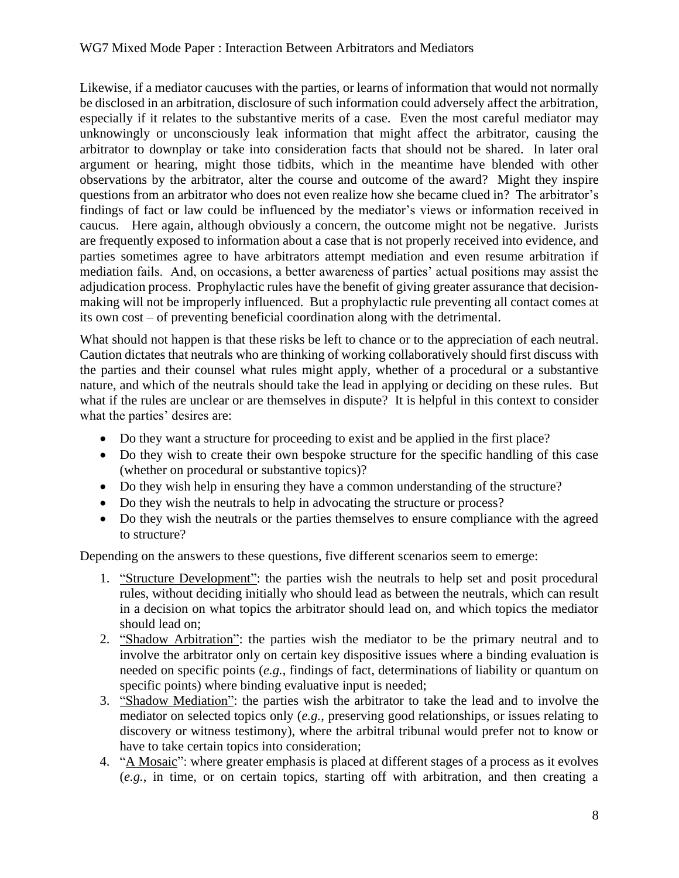Likewise, if a mediator caucuses with the parties, or learns of information that would not normally be disclosed in an arbitration, disclosure of such information could adversely affect the arbitration, especially if it relates to the substantive merits of a case. Even the most careful mediator may unknowingly or unconsciously leak information that might affect the arbitrator, causing the arbitrator to downplay or take into consideration facts that should not be shared. In later oral argument or hearing, might those tidbits, which in the meantime have blended with other observations by the arbitrator, alter the course and outcome of the award? Might they inspire questions from an arbitrator who does not even realize how she became clued in? The arbitrator's findings of fact or law could be influenced by the mediator's views or information received in caucus. Here again, although obviously a concern, the outcome might not be negative. Jurists are frequently exposed to information about a case that is not properly received into evidence, and parties sometimes agree to have arbitrators attempt mediation and even resume arbitration if mediation fails. And, on occasions, a better awareness of parties' actual positions may assist the adjudication process. Prophylactic rules have the benefit of giving greater assurance that decision-making will not be improperly influenced. But a prophylactic rule preventing all contact comes at its own cost – of preventing beneficial coordination along with the detrimental.

What should not happen is that these risks be left to chance or to the appreciation of each neutral. Caution dictates that neutrals who are thinking of working collaboratively should first discuss with the parties and their counsel what rules might apply, whether of a procedural or a substantive nature, and which of the neutrals should take the lead in applying or deciding on these rules. But what if the rules are unclear or are themselves in dispute? It is helpful in this context to consider what the parties' desires are:

- Do they want a structure for proceeding to exist and be applied in the first place?
- Do they wish to create their own bespoke structure for the specific handling of this case (whether on procedural or substantive topics)?
- Do they wish help in ensuring they have a common understanding of the structure?
- Do they wish the neutrals to help in advocating the structure or process?
- Do they wish the neutrals or the parties themselves to ensure compliance with the agreed to structure?

Depending on the answers to these questions, five different scenarios seem to emerge:

1. "<u>Structure Development</u>": the parties wish the neutrals to help set and posit procedural rules, without deciding initially who should lead as between the neutrals, which can result in a decision on what topics the arbitrator should lead on, and which topics the mediator should lead on;
2. "<u>Shadow Arbitration</u>": the parties wish the mediator to be the primary neutral and to involve the arbitrator only on certain key dispositive issues where a binding evaluation is needed on specific points (*e.g.*, findings of fact, determinations of liability or quantum on specific points) where binding evaluative input is needed;
3. "<u>Shadow Mediation</u>": the parties wish the arbitrator to take the lead and to involve the mediator on selected topics only (*e.g.*, preserving good relationships, or issues relating to discovery or witness testimony), where the arbitral tribunal would prefer not to know or have to take certain topics into consideration;
4. "<u>A Mosaic</u>": where greater emphasis is placed at different stages of a process as it evolves (*e.g.*, in time, or on certain topics, starting off with arbitration, and then creating a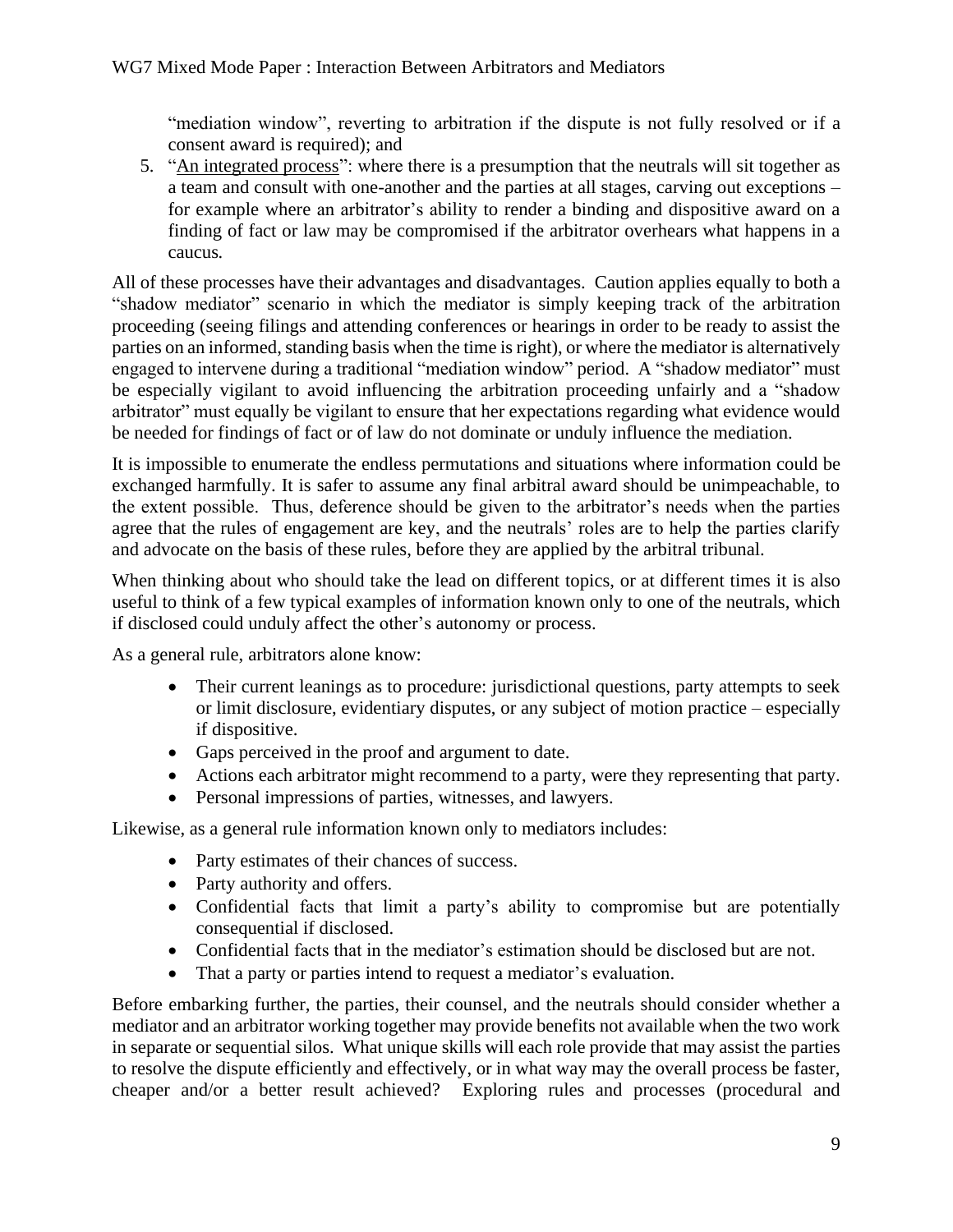"mediation window", reverting to arbitration if the dispute is not fully resolved or if a consent award is required); and

5. "<u>An integrated process</u>": where there is a presumption that the neutrals will sit together as a team and consult with one-another and the parties at all stages, carving out exceptions – for example where an arbitrator's ability to render a binding and dispositive award on a finding of fact or law may be compromised if the arbitrator overhears what happens in a caucus.

All of these processes have their advantages and disadvantages. Caution applies equally to both a "shadow mediator" scenario in which the mediator is simply keeping track of the arbitration proceeding (seeing filings and attending conferences or hearings in order to be ready to assist the parties on an informed, standing basis when the time is right), or where the mediator is alternatively engaged to intervene during a traditional "mediation window" period. A "shadow mediator" must be especially vigilant to avoid influencing the arbitration proceeding unfairly and a "shadow arbitrator" must equally be vigilant to ensure that her expectations regarding what evidence would be needed for findings of fact or of law do not dominate or unduly influence the mediation.

It is impossible to enumerate the endless permutations and situations where information could be exchanged harmfully. It is safer to assume any final arbitral award should be unimpeachable, to the extent possible. Thus, deference should be given to the arbitrator's needs when the parties agree that the rules of engagement are key, and the neutrals' roles are to help the parties clarify and advocate on the basis of these rules, before they are applied by the arbitral tribunal.

When thinking about who should take the lead on different topics, or at different times it is also useful to think of a few typical examples of information known only to one of the neutrals, which if disclosed could unduly affect the other's autonomy or process.

As a general rule, arbitrators alone know:

- Their current leanings as to procedure: jurisdictional questions, party attempts to seek or limit disclosure, evidentiary disputes, or any subject of motion practice – especially if dispositive.
- Gaps perceived in the proof and argument to date.
- Actions each arbitrator might recommend to a party, were they representing that party.
- Personal impressions of parties, witnesses, and lawyers.

Likewise, as a general rule information known only to mediators includes:

- Party estimates of their chances of success.
- Party authority and offers.
- Confidential facts that limit a party's ability to compromise but are potentially consequential if disclosed.
- Confidential facts that in the mediator's estimation should be disclosed but are not.
- That a party or parties intend to request a mediator's evaluation.

Before embarking further, the parties, their counsel, and the neutrals should consider whether a mediator and an arbitrator working together may provide benefits not available when the two work in separate or sequential silos. What unique skills will each role provide that may assist the parties to resolve the dispute efficiently and effectively, or in what way may the overall process be faster, cheaper and/or a better result achieved? Exploring rules and processes (procedural and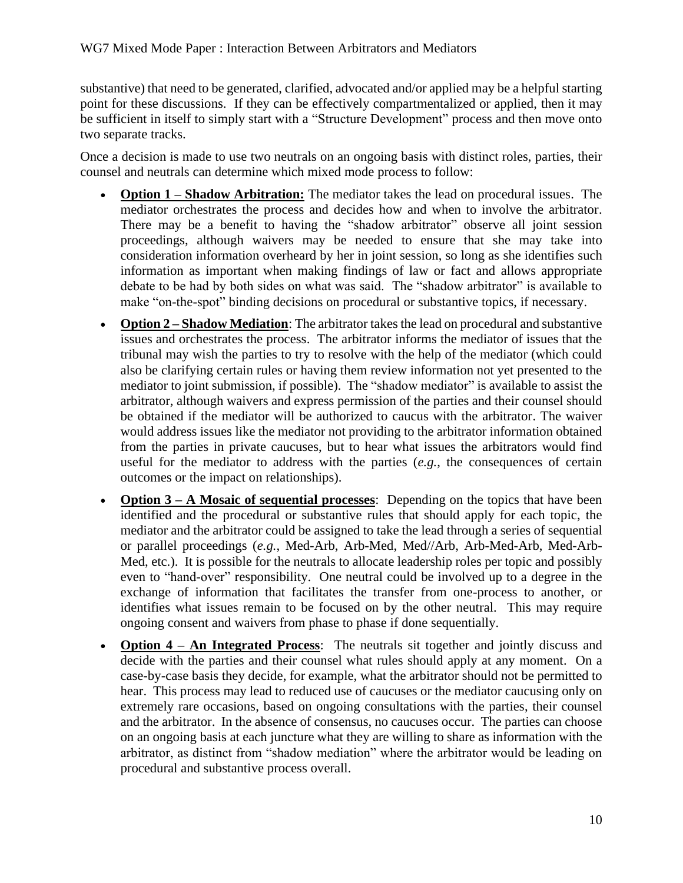substantive) that need to be generated, clarified, advocated and/or applied may be a helpful starting point for these discussions. If they can be effectively compartmentalized or applied, then it may be sufficient in itself to simply start with a "Structure Development" process and then move onto two separate tracks.

Once a decision is made to use two neutrals on an ongoing basis with distinct roles, parties, their counsel and neutrals can determine which mixed mode process to follow:

- **Option 1 – Shadow Arbitration:** The mediator takes the lead on procedural issues. The mediator orchestrates the process and decides how and when to involve the arbitrator. There may be a benefit to having the "shadow arbitrator" observe all joint session proceedings, although waivers may be needed to ensure that she may take into consideration information overheard by her in joint session, so long as she identifies such information as important when making findings of law or fact and allows appropriate debate to be had by both sides on what was said. The "shadow arbitrator" is available to make "on-the-spot" binding decisions on procedural or substantive topics, if necessary.
- **Option 2 – Shadow Mediation**: The arbitrator takes the lead on procedural and substantive issues and orchestrates the process. The arbitrator informs the mediator of issues that the tribunal may wish the parties to try to resolve with the help of the mediator (which could also be clarifying certain rules or having them review information not yet presented to the mediator to joint submission, if possible). The "shadow mediator" is available to assist the arbitrator, although waivers and express permission of the parties and their counsel should be obtained if the mediator will be authorized to caucus with the arbitrator. The waiver would address issues like the mediator not providing to the arbitrator information obtained from the parties in private caucuses, but to hear what issues the arbitrators would find useful for the mediator to address with the parties (*e.g.*, the consequences of certain outcomes or the impact on relationships).
- **Option 3 – A Mosaic of sequential processes**: Depending on the topics that have been identified and the procedural or substantive rules that should apply for each topic, the mediator and the arbitrator could be assigned to take the lead through a series of sequential or parallel proceedings (*e.g.*, Med-Arb, Arb-Med, Med//Arb, Arb-Med-Arb, Med-Arb-Med, etc.). It is possible for the neutrals to allocate leadership roles per topic and possibly even to "hand-over" responsibility. One neutral could be involved up to a degree in the exchange of information that facilitates the transfer from one-process to another, or identifies what issues remain to be focused on by the other neutral. This may require ongoing consent and waivers from phase to phase if done sequentially.
- **Option 4 – An Integrated Process**: The neutrals sit together and jointly discuss and decide with the parties and their counsel what rules should apply at any moment. On a case-by-case basis they decide, for example, what the arbitrator should not be permitted to hear. This process may lead to reduced use of caucuses or the mediator caucusing only on extremely rare occasions, based on ongoing consultations with the parties, their counsel and the arbitrator. In the absence of consensus, no caucuses occur. The parties can choose on an ongoing basis at each juncture what they are willing to share as information with the arbitrator, as distinct from "shadow mediation" where the arbitrator would be leading on procedural and substantive process overall.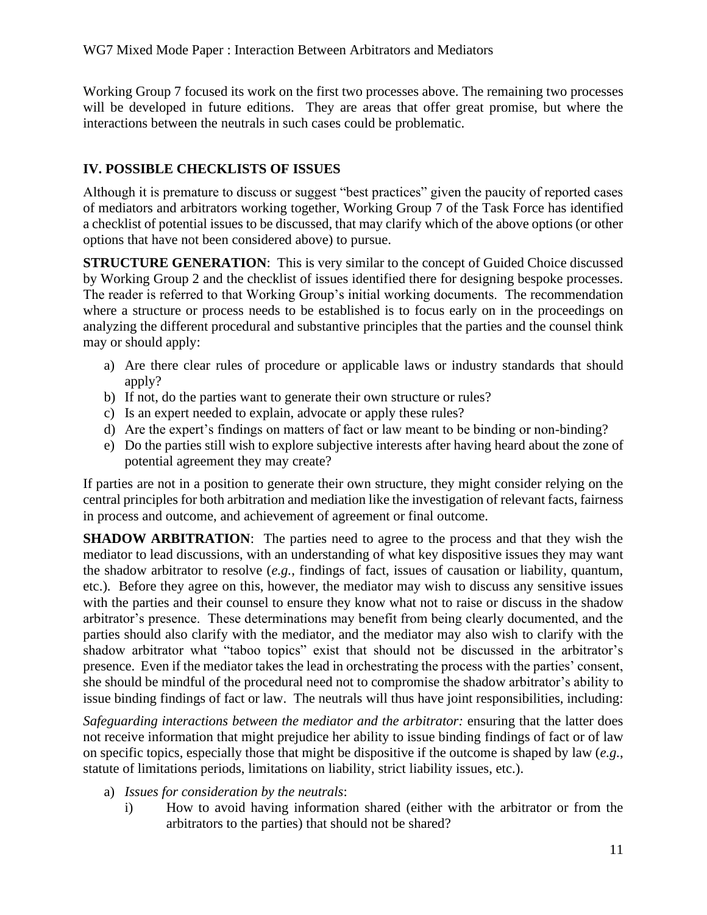Working Group 7 focused its work on the first two processes above. The remaining two processes will be developed in future editions. They are areas that offer great promise, but where the interactions between the neutrals in such cases could be problematic.

## IV. POSSIBLE CHECKLISTS OF ISSUES

Although it is premature to discuss or suggest "best practices" given the paucity of reported cases of mediators and arbitrators working together, Working Group 7 of the Task Force has identified a checklist of potential issues to be discussed, that may clarify which of the above options (or other options that have not been considered above) to pursue.

**STRUCTURE GENERATION**: This is very similar to the concept of Guided Choice discussed by Working Group 2 and the checklist of issues identified there for designing bespoke processes. The reader is referred to that Working Group's initial working documents. The recommendation where a structure or process needs to be established is to focus early on in the proceedings on analyzing the different procedural and substantive principles that the parties and the counsel think may or should apply:

a) Are there clear rules of procedure or applicable laws or industry standards that should apply?
b) If not, do the parties want to generate their own structure or rules?
c) Is an expert needed to explain, advocate or apply these rules?
d) Are the expert's findings on matters of fact or law meant to be binding or non-binding?
e) Do the parties still wish to explore subjective interests after having heard about the zone of potential agreement they may create?

If parties are not in a position to generate their own structure, they might consider relying on the central principles for both arbitration and mediation like the investigation of relevant facts, fairness in process and outcome, and achievement of agreement or final outcome.

**SHADOW ARBITRATION**: The parties need to agree to the process and that they wish the mediator to lead discussions, with an understanding of what key dispositive issues they may want the shadow arbitrator to resolve (*e.g.*, findings of fact, issues of causation or liability, quantum, etc.). Before they agree on this, however, the mediator may wish to discuss any sensitive issues with the parties and their counsel to ensure they know what not to raise or discuss in the shadow arbitrator's presence. These determinations may benefit from being clearly documented, and the parties should also clarify with the mediator, and the mediator may also wish to clarify with the shadow arbitrator what "taboo topics" exist that should not be discussed in the arbitrator's presence. Even if the mediator takes the lead in orchestrating the process with the parties' consent, she should be mindful of the procedural need not to compromise the shadow arbitrator's ability to issue binding findings of fact or law. The neutrals will thus have joint responsibilities, including:

*Safeguarding interactions between the mediator and the arbitrator:* ensuring that the latter does not receive information that might prejudice her ability to issue binding findings of fact or of law on specific topics, especially those that might be dispositive if the outcome is shaped by law (*e.g.*, statute of limitations periods, limitations on liability, strict liability issues, etc.).

a) *Issues for consideration by the neutrals*:
    i) How to avoid having information shared (either with the arbitrator or from the arbitrators to the parties) that should not be shared?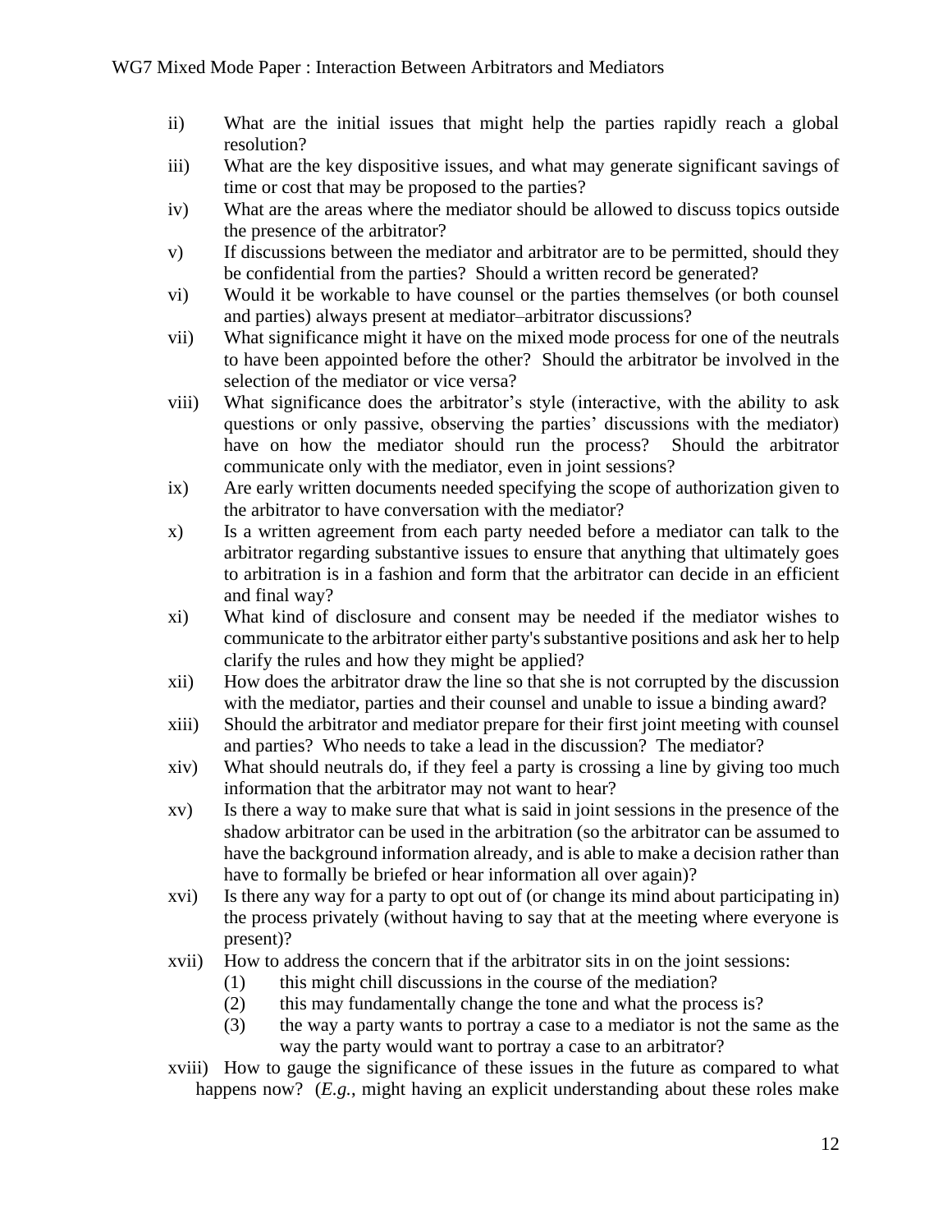ii) What are the initial issues that might help the parties rapidly reach a global resolution?

iii) What are the key dispositive issues, and what may generate significant savings of time or cost that may be proposed to the parties?

iv) What are the areas where the mediator should be allowed to discuss topics outside the presence of the arbitrator?

v) If discussions between the mediator and arbitrator are to be permitted, should they be confidential from the parties? Should a written record be generated?

vi) Would it be workable to have counsel or the parties themselves (or both counsel and parties) always present at mediator–arbitrator discussions?

vii) What significance might it have on the mixed mode process for one of the neutrals to have been appointed before the other? Should the arbitrator be involved in the selection of the mediator or vice versa?

viii) What significance does the arbitrator's style (interactive, with the ability to ask questions or only passive, observing the parties' discussions with the mediator) have on how the mediator should run the process? Should the arbitrator communicate only with the mediator, even in joint sessions?

ix) Are early written documents needed specifying the scope of authorization given to the arbitrator to have conversation with the mediator?

x) Is a written agreement from each party needed before a mediator can talk to the arbitrator regarding substantive issues to ensure that anything that ultimately goes to arbitration is in a fashion and form that the arbitrator can decide in an efficient and final way?

xi) What kind of disclosure and consent may be needed if the mediator wishes to communicate to the arbitrator either party's substantive positions and ask her to help clarify the rules and how they might be applied?

xii) How does the arbitrator draw the line so that she is not corrupted by the discussion with the mediator, parties and their counsel and unable to issue a binding award?

xiii) Should the arbitrator and mediator prepare for their first joint meeting with counsel and parties? Who needs to take a lead in the discussion? The mediator?

xiv) What should neutrals do, if they feel a party is crossing a line by giving too much information that the arbitrator may not want to hear?

xv) Is there a way to make sure that what is said in joint sessions in the presence of the shadow arbitrator can be used in the arbitration (so the arbitrator can be assumed to have the background information already, and is able to make a decision rather than have to formally be briefed or hear information all over again)?

xvi) Is there any way for a party to opt out of (or change its mind about participating in) the process privately (without having to say that at the meeting where everyone is present)?

xvii) How to address the concern that if the arbitrator sits in on the joint sessions:
   (1) this might chill discussions in the course of the mediation?
   (2) this may fundamentally change the tone and what the process is?
   (3) the way a party wants to portray a case to a mediator is not the same as the way the party would want to portray a case to an arbitrator?

xviii) How to gauge the significance of these issues in the future as compared to what happens now? (*E.g.*, might having an explicit understanding about these roles make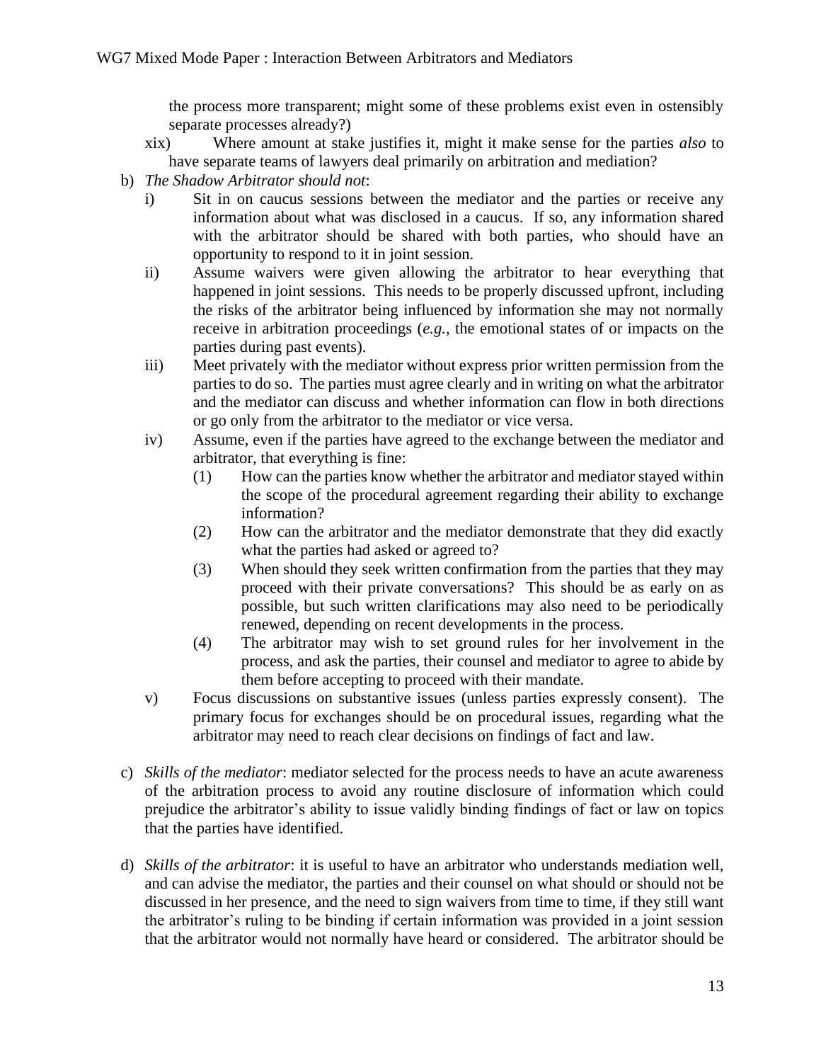the process more transparent; might some of these problems exist even in ostensibly separate processes already?)

xix) Where amount at stake justifies it, might it make sense for the parties *also* to have separate teams of lawyers deal primarily on arbitration and mediation?

b) *The Shadow Arbitrator should not*:

   i) Sit in on caucus sessions between the mediator and the parties or receive any information about what was disclosed in a caucus. If so, any information shared with the arbitrator should be shared with both parties, who should have an opportunity to respond to it in joint session.

   ii) Assume waivers were given allowing the arbitrator to hear everything that happened in joint sessions. This needs to be properly discussed upfront, including the risks of the arbitrator being influenced by information she may not normally receive in arbitration proceedings (*e.g.*, the emotional states of or impacts on the parties during past events).

   iii) Meet privately with the mediator without express prior written permission from the parties to do so. The parties must agree clearly and in writing on what the arbitrator and the mediator can discuss and whether information can flow in both directions or go only from the arbitrator to the mediator or vice versa.

   iv) Assume, even if the parties have agreed to the exchange between the mediator and arbitrator, that everything is fine:

      (1) How can the parties know whether the arbitrator and mediator stayed within the scope of the procedural agreement regarding their ability to exchange information?

      (2) How can the arbitrator and the mediator demonstrate that they did exactly what the parties had asked or agreed to?

      (3) When should they seek written confirmation from the parties that they may proceed with their private conversations? This should be as early on as possible, but such written clarifications may also need to be periodically renewed, depending on recent developments in the process.

      (4) The arbitrator may wish to set ground rules for her involvement in the process, and ask the parties, their counsel and mediator to agree to abide by them before accepting to proceed with their mandate.

   v) Focus discussions on substantive issues (unless parties expressly consent). The primary focus for exchanges should be on procedural issues, regarding what the arbitrator may need to reach clear decisions on findings of fact and law.

c) *Skills of the mediator*: mediator selected for the process needs to have an acute awareness of the arbitration process to avoid any routine disclosure of information which could prejudice the arbitrator's ability to issue validly binding findings of fact or law on topics that the parties have identified.

d) *Skills of the arbitrator*: it is useful to have an arbitrator who understands mediation well, and can advise the mediator, the parties and their counsel on what should or should not be discussed in her presence, and the need to sign waivers from time to time, if they still want the arbitrator's ruling to be binding if certain information was provided in a joint session that the arbitrator would not normally have heard or considered. The arbitrator should be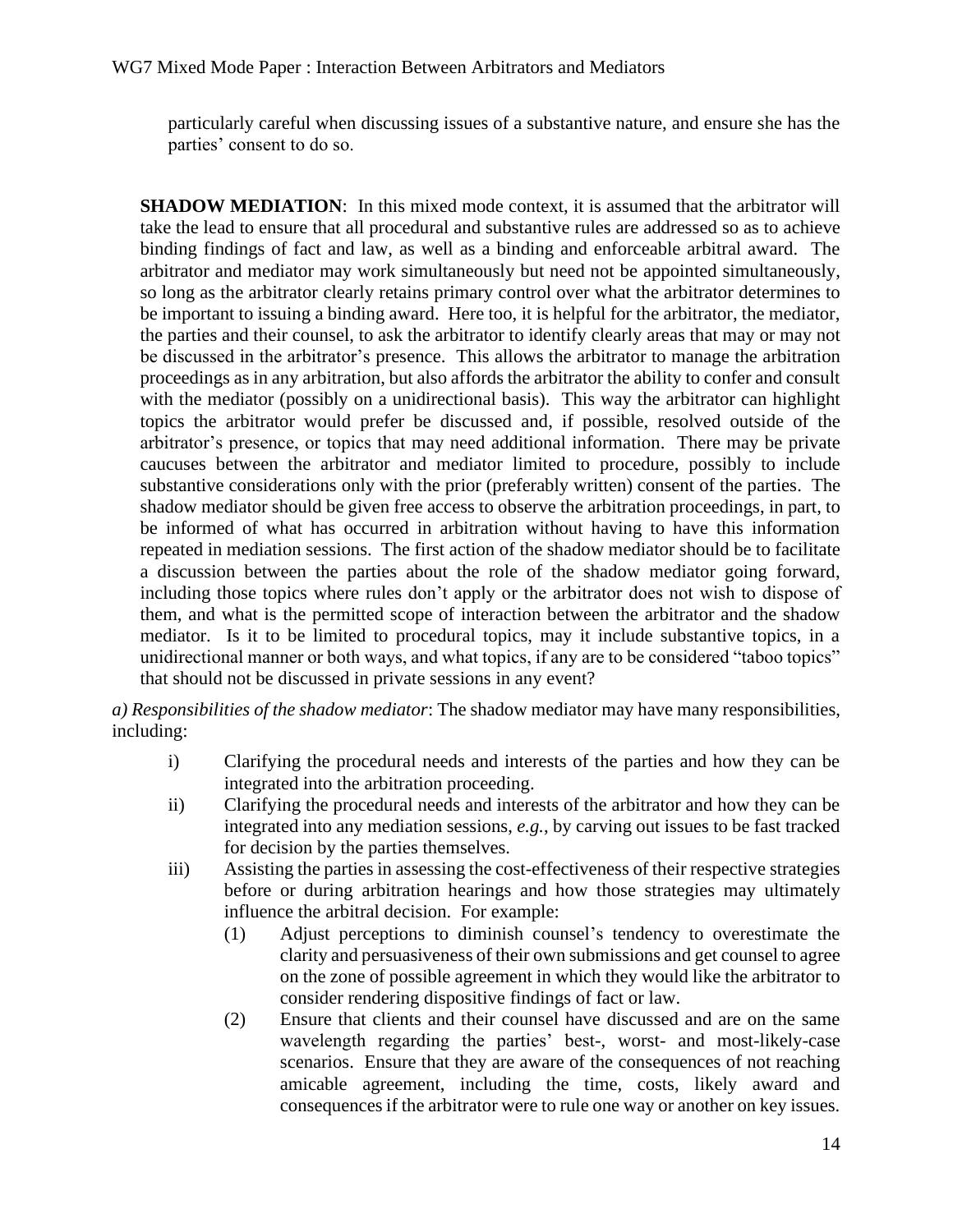particularly careful when discussing issues of a substantive nature, and ensure she has the parties' consent to do so.

**SHADOW MEDIATION**: In this mixed mode context, it is assumed that the arbitrator will take the lead to ensure that all procedural and substantive rules are addressed so as to achieve binding findings of fact and law, as well as a binding and enforceable arbitral award. The arbitrator and mediator may work simultaneously but need not be appointed simultaneously, so long as the arbitrator clearly retains primary control over what the arbitrator determines to be important to issuing a binding award. Here too, it is helpful for the arbitrator, the mediator, the parties and their counsel, to ask the arbitrator to identify clearly areas that may or may not be discussed in the arbitrator's presence. This allows the arbitrator to manage the arbitration proceedings as in any arbitration, but also affords the arbitrator the ability to confer and consult with the mediator (possibly on a unidirectional basis). This way the arbitrator can highlight topics the arbitrator would prefer be discussed and, if possible, resolved outside of the arbitrator's presence, or topics that may need additional information. There may be private caucuses between the arbitrator and mediator limited to procedure, possibly to include substantive considerations only with the prior (preferably written) consent of the parties. The shadow mediator should be given free access to observe the arbitration proceedings, in part, to be informed of what has occurred in arbitration without having to have this information repeated in mediation sessions. The first action of the shadow mediator should be to facilitate a discussion between the parties about the role of the shadow mediator going forward, including those topics where rules don't apply or the arbitrator does not wish to dispose of them, and what is the permitted scope of interaction between the arbitrator and the shadow mediator. Is it to be limited to procedural topics, may it include substantive topics, in a unidirectional manner or both ways, and what topics, if any are to be considered "taboo topics" that should not be discussed in private sessions in any event?

*a) Responsibilities of the shadow mediator*: The shadow mediator may have many responsibilities, including:

i) Clarifying the procedural needs and interests of the parties and how they can be integrated into the arbitration proceeding.

ii) Clarifying the procedural needs and interests of the arbitrator and how they can be integrated into any mediation sessions, *e.g.*, by carving out issues to be fast tracked for decision by the parties themselves.

iii) Assisting the parties in assessing the cost-effectiveness of their respective strategies before or during arbitration hearings and how those strategies may ultimately influence the arbitral decision. For example:

   (1) Adjust perceptions to diminish counsel's tendency to overestimate the clarity and persuasiveness of their own submissions and get counsel to agree on the zone of possible agreement in which they would like the arbitrator to consider rendering dispositive findings of fact or law.

   (2) Ensure that clients and their counsel have discussed and are on the same wavelength regarding the parties' best-, worst- and most-likely-case scenarios. Ensure that they are aware of the consequences of not reaching amicable agreement, including the time, costs, likely award and consequences if the arbitrator were to rule one way or another on key issues.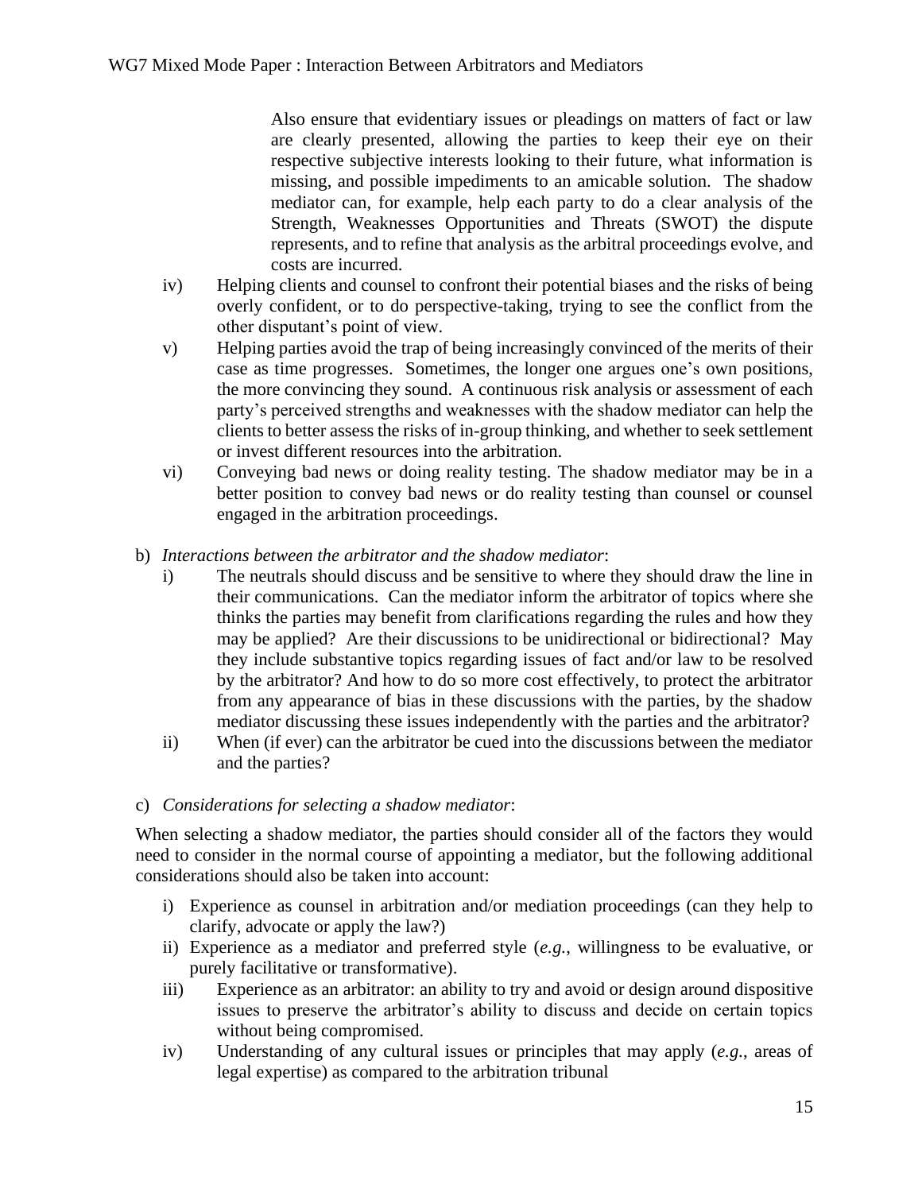Also ensure that evidentiary issues or pleadings on matters of fact or law are clearly presented, allowing the parties to keep their eye on their respective subjective interests looking to their future, what information is missing, and possible impediments to an amicable solution. The shadow mediator can, for example, help each party to do a clear analysis of the Strength, Weaknesses Opportunities and Threats (SWOT) the dispute represents, and to refine that analysis as the arbitral proceedings evolve, and costs are incurred.

iv) Helping clients and counsel to confront their potential biases and the risks of being overly confident, or to do perspective-taking, trying to see the conflict from the other disputant's point of view.

v) Helping parties avoid the trap of being increasingly convinced of the merits of their case as time progresses. Sometimes, the longer one argues one's own positions, the more convincing they sound. A continuous risk analysis or assessment of each party's perceived strengths and weaknesses with the shadow mediator can help the clients to better assess the risks of in-group thinking, and whether to seek settlement or invest different resources into the arbitration.

vi) Conveying bad news or doing reality testing. The shadow mediator may be in a better position to convey bad news or do reality testing than counsel or counsel engaged in the arbitration proceedings.

b) *Interactions between the arbitrator and the shadow mediator*:

i) The neutrals should discuss and be sensitive to where they should draw the line in their communications. Can the mediator inform the arbitrator of topics where she thinks the parties may benefit from clarifications regarding the rules and how they may be applied? Are their discussions to be unidirectional or bidirectional? May they include substantive topics regarding issues of fact and/or law to be resolved by the arbitrator? And how to do so more cost effectively, to protect the arbitrator from any appearance of bias in these discussions with the parties, by the shadow mediator discussing these issues independently with the parties and the arbitrator?

ii) When (if ever) can the arbitrator be cued into the discussions between the mediator and the parties?

c) *Considerations for selecting a shadow mediator*:

When selecting a shadow mediator, the parties should consider all of the factors they would need to consider in the normal course of appointing a mediator, but the following additional considerations should also be taken into account:

i) Experience as counsel in arbitration and/or mediation proceedings (can they help to clarify, advocate or apply the law?)

ii) Experience as a mediator and preferred style (*e.g.*, willingness to be evaluative, or purely facilitative or transformative).

iii) Experience as an arbitrator: an ability to try and avoid or design around dispositive issues to preserve the arbitrator's ability to discuss and decide on certain topics without being compromised.

iv) Understanding of any cultural issues or principles that may apply (*e.g.*, areas of legal expertise) as compared to the arbitration tribunal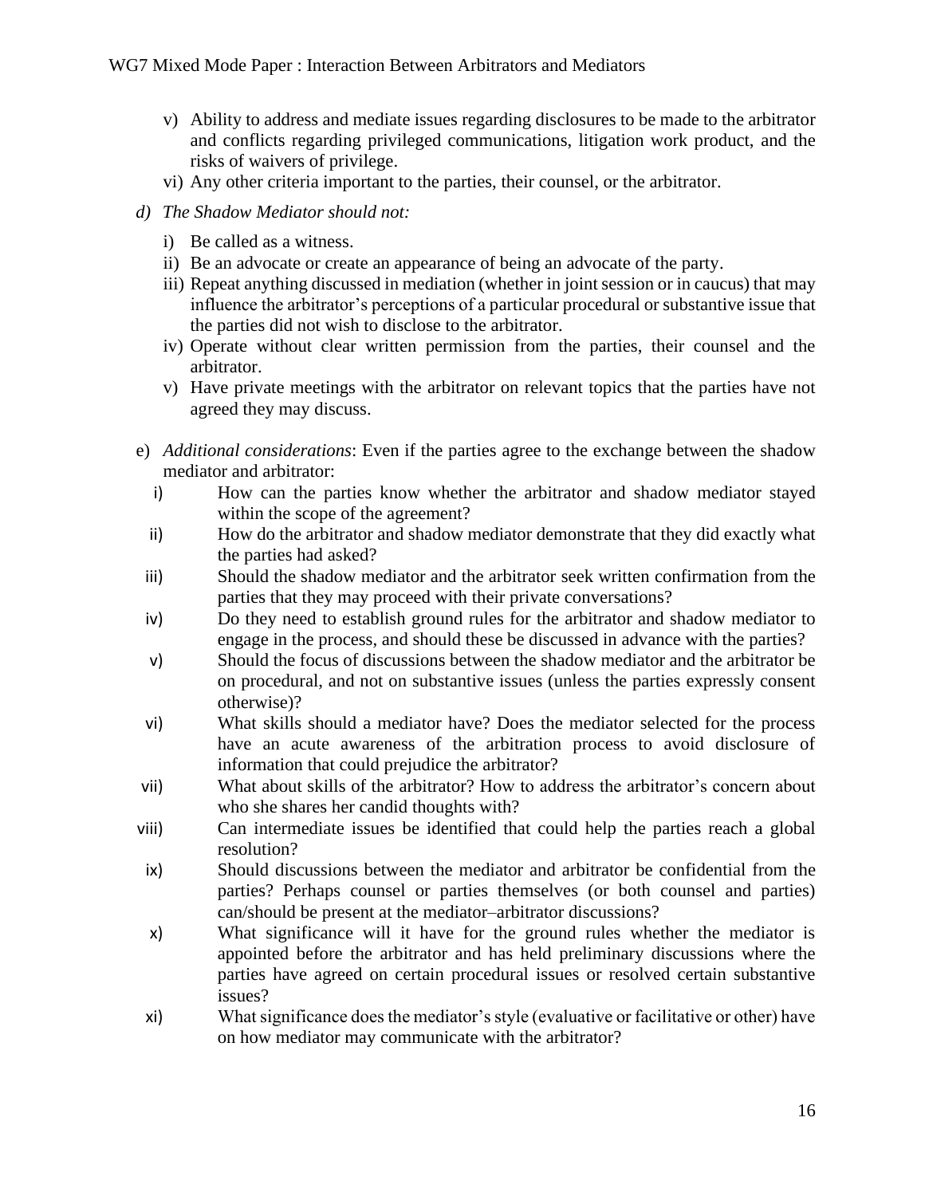v) Ability to address and mediate issues regarding disclosures to be made to the arbitrator and conflicts regarding privileged communications, litigation work product, and the risks of waivers of privilege.

vi) Any other criteria important to the parties, their counsel, or the arbitrator.

*d) The Shadow Mediator should not:*

i) Be called as a witness.

ii) Be an advocate or create an appearance of being an advocate of the party.

iii) Repeat anything discussed in mediation (whether in joint session or in caucus) that may influence the arbitrator's perceptions of a particular procedural or substantive issue that the parties did not wish to disclose to the arbitrator.

iv) Operate without clear written permission from the parties, their counsel and the arbitrator.

v) Have private meetings with the arbitrator on relevant topics that the parties have not agreed they may discuss.

e) *Additional considerations*: Even if the parties agree to the exchange between the shadow mediator and arbitrator:

i) How can the parties know whether the arbitrator and shadow mediator stayed within the scope of the agreement?

ii) How do the arbitrator and shadow mediator demonstrate that they did exactly what the parties had asked?

iii) Should the shadow mediator and the arbitrator seek written confirmation from the parties that they may proceed with their private conversations?

iv) Do they need to establish ground rules for the arbitrator and shadow mediator to engage in the process, and should these be discussed in advance with the parties?

v) Should the focus of discussions between the shadow mediator and the arbitrator be on procedural, and not on substantive issues (unless the parties expressly consent otherwise)?

vi) What skills should a mediator have? Does the mediator selected for the process have an acute awareness of the arbitration process to avoid disclosure of information that could prejudice the arbitrator?

vii) What about skills of the arbitrator? How to address the arbitrator's concern about who she shares her candid thoughts with?

viii) Can intermediate issues be identified that could help the parties reach a global resolution?

ix) Should discussions between the mediator and arbitrator be confidential from the parties? Perhaps counsel or parties themselves (or both counsel and parties) can/should be present at the mediator–arbitrator discussions?

x) What significance will it have for the ground rules whether the mediator is appointed before the arbitrator and has held preliminary discussions where the parties have agreed on certain procedural issues or resolved certain substantive issues?

xi) What significance does the mediator's style (evaluative or facilitative or other) have on how mediator may communicate with the arbitrator?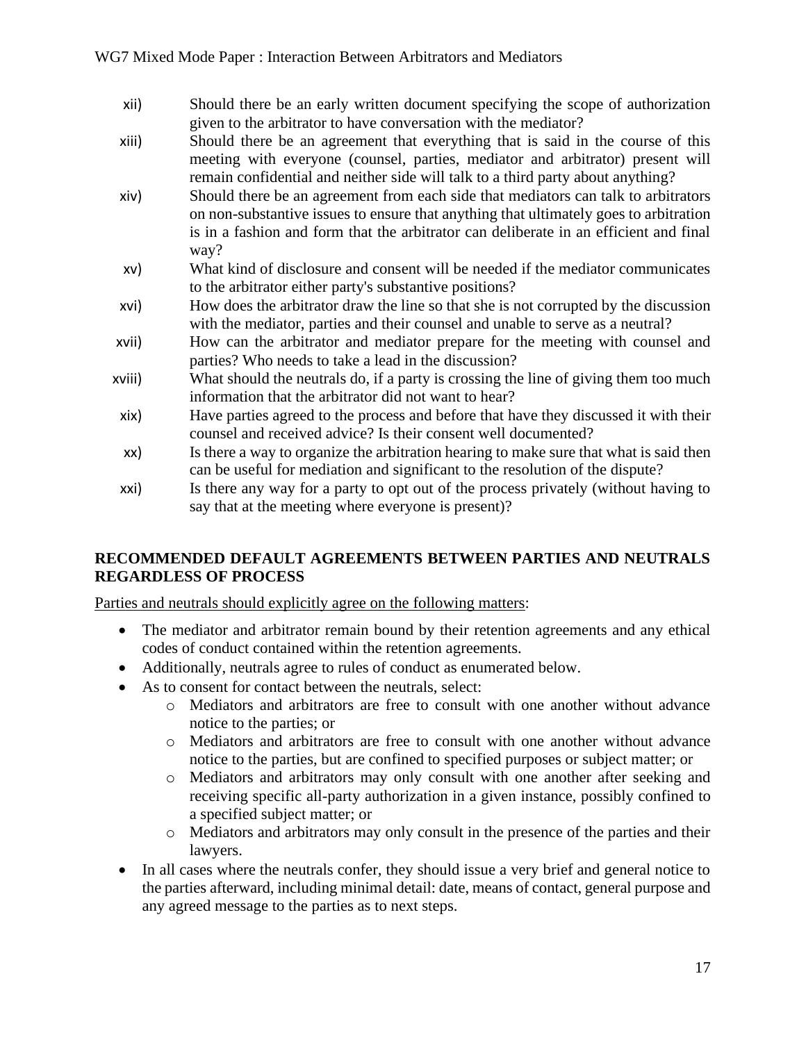xii) Should there be an early written document specifying the scope of authorization given to the arbitrator to have conversation with the mediator?

xiii) Should there be an agreement that everything that is said in the course of this meeting with everyone (counsel, parties, mediator and arbitrator) present will remain confidential and neither side will talk to a third party about anything?

xiv) Should there be an agreement from each side that mediators can talk to arbitrators on non-substantive issues to ensure that anything that ultimately goes to arbitration is in a fashion and form that the arbitrator can deliberate in an efficient and final way?

xv) What kind of disclosure and consent will be needed if the mediator communicates to the arbitrator either party's substantive positions?

xvi) How does the arbitrator draw the line so that she is not corrupted by the discussion with the mediator, parties and their counsel and unable to serve as a neutral?

xvii) How can the arbitrator and mediator prepare for the meeting with counsel and parties? Who needs to take a lead in the discussion?

xviii) What should the neutrals do, if a party is crossing the line of giving them too much information that the arbitrator did not want to hear?

xix) Have parties agreed to the process and before that have they discussed it with their counsel and received advice? Is their consent well documented?

xx) Is there a way to organize the arbitration hearing to make sure that what is said then can be useful for mediation and significant to the resolution of the dispute?

xxi) Is there any way for a party to opt out of the process privately (without having to say that at the meeting where everyone is present)?

## RECOMMENDED DEFAULT AGREEMENTS BETWEEN PARTIES AND NEUTRALS REGARDLESS OF PROCESS

<u>Parties and neutrals should explicitly agree on the following matters</u>:

- The mediator and arbitrator remain bound by their retention agreements and any ethical codes of conduct contained within the retention agreements.
- Additionally, neutrals agree to rules of conduct as enumerated below.
- As to consent for contact between the neutrals, select:
  - Mediators and arbitrators are free to consult with one another without advance notice to the parties; or
  - Mediators and arbitrators are free to consult with one another without advance notice to the parties, but are confined to specified purposes or subject matter; or
  - Mediators and arbitrators may only consult with one another after seeking and receiving specific all-party authorization in a given instance, possibly confined to a specified subject matter; or
  - Mediators and arbitrators may only consult in the presence of the parties and their lawyers.
- In all cases where the neutrals confer, they should issue a very brief and general notice to the parties afterward, including minimal detail: date, means of contact, general purpose and any agreed message to the parties as to next steps.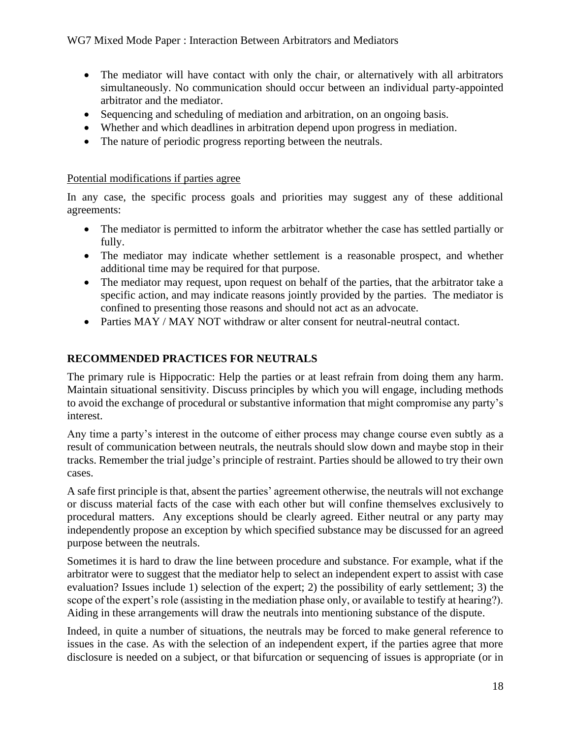- The mediator will have contact with only the chair, or alternatively with all arbitrators simultaneously. No communication should occur between an individual party-appointed arbitrator and the mediator.
- Sequencing and scheduling of mediation and arbitration, on an ongoing basis.
- Whether and which deadlines in arbitration depend upon progress in mediation.
- The nature of periodic progress reporting between the neutrals.

<u>Potential modifications if parties agree</u>

In any case, the specific process goals and priorities may suggest any of these additional agreements:

- The mediator is permitted to inform the arbitrator whether the case has settled partially or fully.
- The mediator may indicate whether settlement is a reasonable prospect, and whether additional time may be required for that purpose.
- The mediator may request, upon request on behalf of the parties, that the arbitrator take a specific action, and may indicate reasons jointly provided by the parties. The mediator is confined to presenting those reasons and should not act as an advocate.
- Parties MAY / MAY NOT withdraw or alter consent for neutral-neutral contact.

## RECOMMENDED PRACTICES FOR NEUTRALS

The primary rule is Hippocratic: Help the parties or at least refrain from doing them any harm. Maintain situational sensitivity. Discuss principles by which you will engage, including methods to avoid the exchange of procedural or substantive information that might compromise any party's interest.

Any time a party's interest in the outcome of either process may change course even subtly as a result of communication between neutrals, the neutrals should slow down and maybe stop in their tracks. Remember the trial judge's principle of restraint. Parties should be allowed to try their own cases.

A safe first principle is that, absent the parties' agreement otherwise, the neutrals will not exchange or discuss material facts of the case with each other but will confine themselves exclusively to procedural matters. Any exceptions should be clearly agreed. Either neutral or any party may independently propose an exception by which specified substance may be discussed for an agreed purpose between the neutrals.

Sometimes it is hard to draw the line between procedure and substance. For example, what if the arbitrator were to suggest that the mediator help to select an independent expert to assist with case evaluation? Issues include 1) selection of the expert; 2) the possibility of early settlement; 3) the scope of the expert's role (assisting in the mediation phase only, or available to testify at hearing?). Aiding in these arrangements will draw the neutrals into mentioning substance of the dispute.

Indeed, in quite a number of situations, the neutrals may be forced to make general reference to issues in the case. As with the selection of an independent expert, if the parties agree that more disclosure is needed on a subject, or that bifurcation or sequencing of issues is appropriate (or in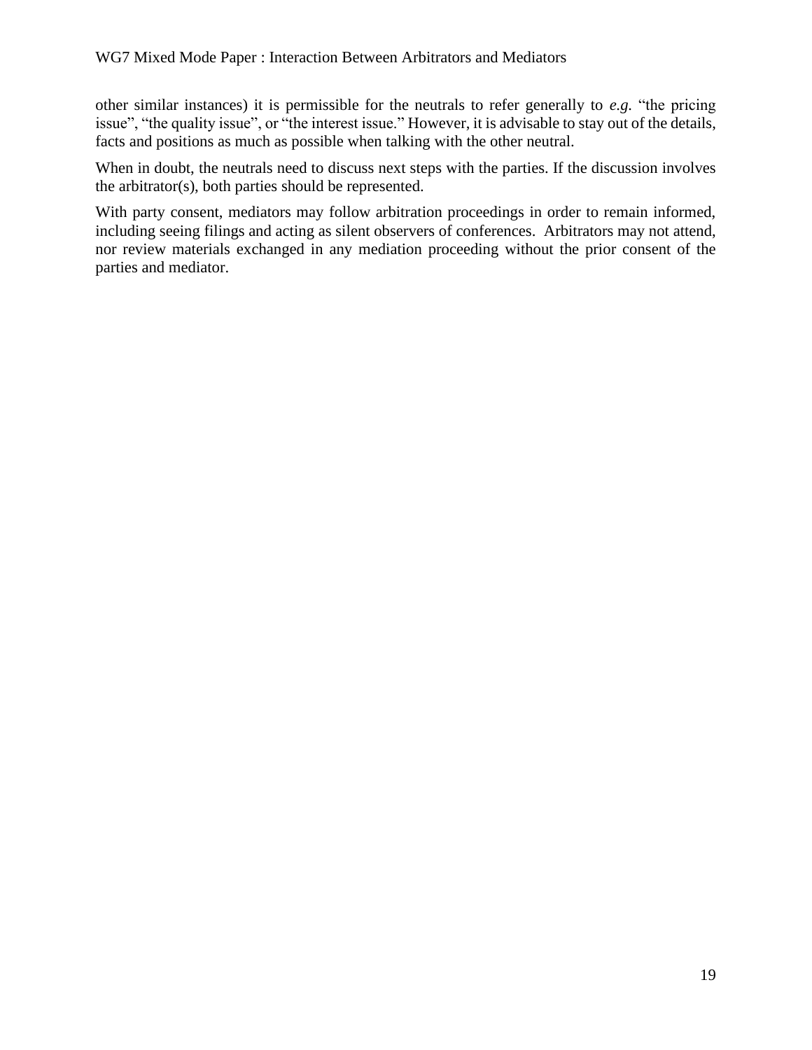other similar instances) it is permissible for the neutrals to refer generally to *e.g.* "the pricing issue", "the quality issue", or "the interest issue." However, it is advisable to stay out of the details, facts and positions as much as possible when talking with the other neutral.

When in doubt, the neutrals need to discuss next steps with the parties. If the discussion involves the arbitrator(s), both parties should be represented.

With party consent, mediators may follow arbitration proceedings in order to remain informed, including seeing filings and acting as silent observers of conferences. Arbitrators may not attend, nor review materials exchanged in any mediation proceeding without the prior consent of the parties and mediator.